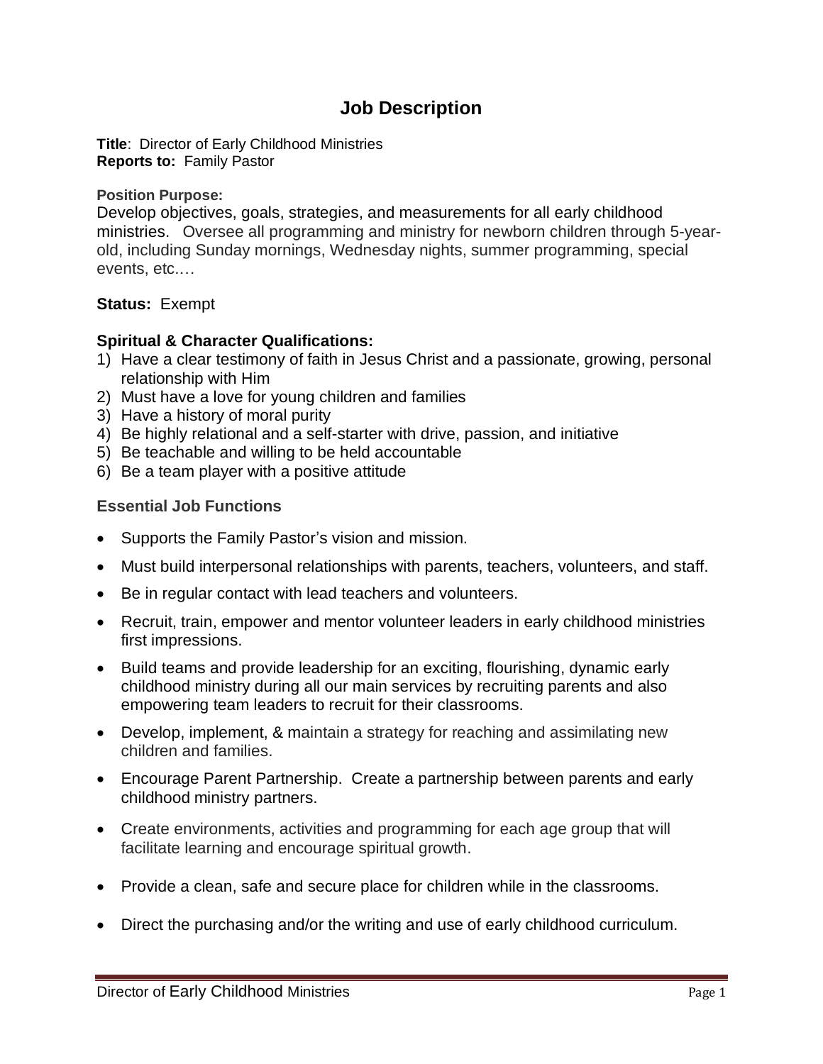# Job Description

**Title**: Director of Early Childhood Ministries
**Reports to:** Family Pastor

**Position Purpose:**
Develop objectives, goals, strategies, and measurements for all early childhood ministries. Oversee all programming and ministry for newborn children through 5-year-old, including Sunday mornings, Wednesday nights, summer programming, special events, etc.…

**Status:** Exempt

**Spiritual & Character Qualifications:**

1) Have a clear testimony of faith in Jesus Christ and a passionate, growing, personal relationship with Him
2) Must have a love for young children and families
3) Have a history of moral purity
4) Be highly relational and a self-starter with drive, passion, and initiative
5) Be teachable and willing to be held accountable
6) Be a team player with a positive attitude

**Essential Job Functions**

- Supports the Family Pastor's vision and mission.
- Must build interpersonal relationships with parents, teachers, volunteers, and staff.
- Be in regular contact with lead teachers and volunteers.
- Recruit, train, empower and mentor volunteer leaders in early childhood ministries first impressions.
- Build teams and provide leadership for an exciting, flourishing, dynamic early childhood ministry during all our main services by recruiting parents and also empowering team leaders to recruit for their classrooms.
- Develop, implement, & maintain a strategy for reaching and assimilating new children and families.
- Encourage Parent Partnership. Create a partnership between parents and early childhood ministry partners.
- Create environments, activities and programming for each age group that will facilitate learning and encourage spiritual growth.
- Provide a clean, safe and secure place for children while in the classrooms.
- Direct the purchasing and/or the writing and use of early childhood curriculum.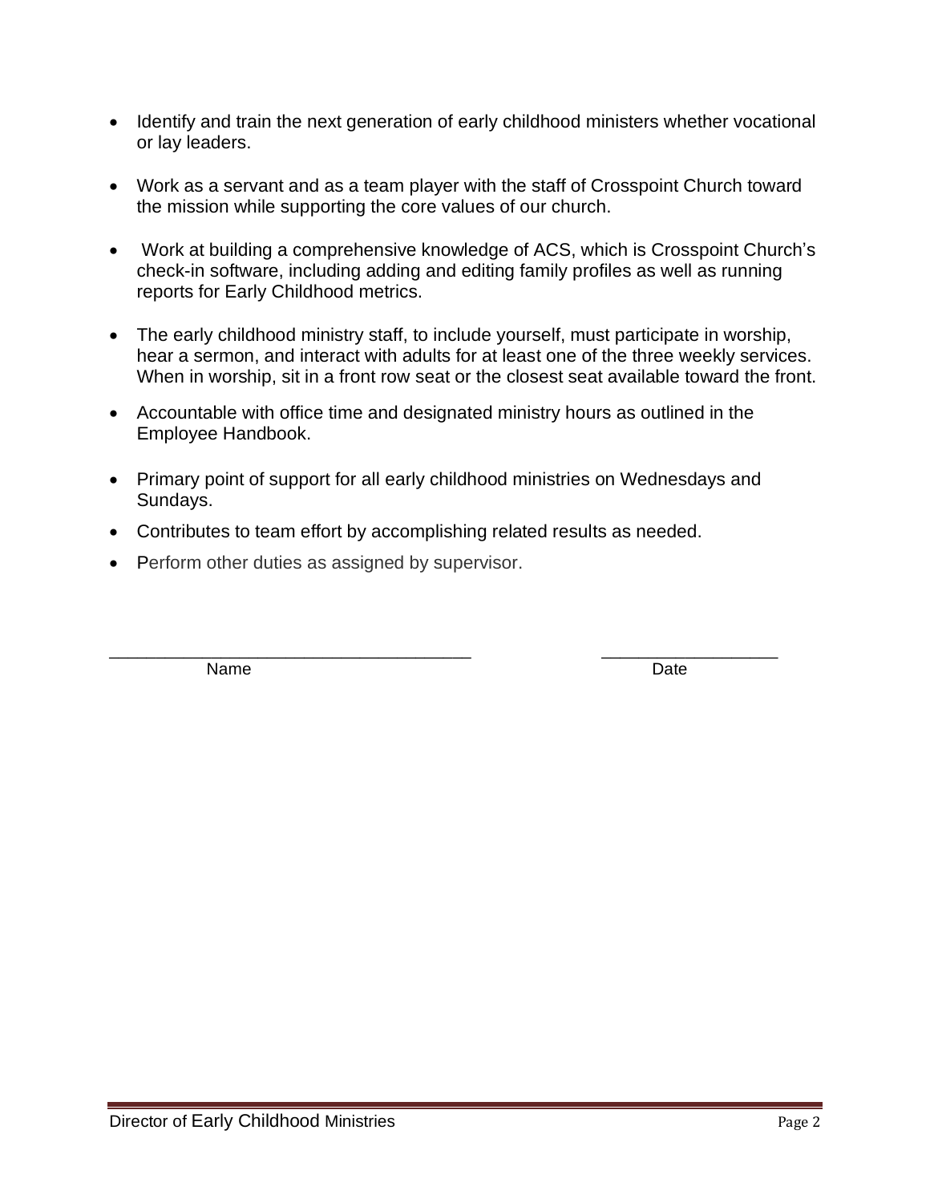- Identify and train the next generation of early childhood ministers whether vocational or lay leaders.

- Work as a servant and as a team player with the staff of Crosspoint Church toward the mission while supporting the core values of our church.

- Work at building a comprehensive knowledge of ACS, which is Crosspoint Church's check-in software, including adding and editing family profiles as well as running reports for Early Childhood metrics.

- The early childhood ministry staff, to include yourself, must participate in worship, hear a sermon, and interact with adults for at least one of the three weekly services. When in worship, sit in a front row seat or the closest seat available toward the front.

- Accountable with office time and designated ministry hours as outlined in the Employee Handbook.

- Primary point of support for all early childhood ministries on Wednesdays and Sundays.
- Contributes to team effort by accomplishing related results as needed.
- Perform other duties as assigned by supervisor.

_____________________________________ ___________________

Name Date